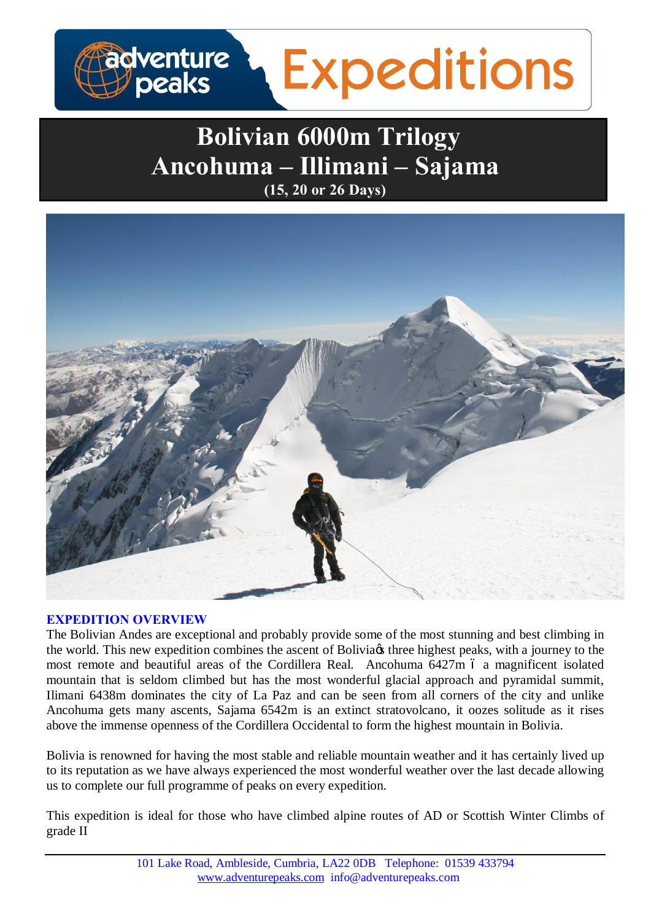# Bolivian 6000m Trilogy
# Ancohuma – Illimani – Sajama
**(15, 20 or 26 Days)**

## EXPEDITION OVERVIEW

The Bolivian Andes are exceptional and probably provide some of the most stunning and best climbing in the world. This new expedition combines the ascent of Bolivia's three highest peaks, with a journey to the most remote and beautiful areas of the Cordillera Real. Ancohuma 6427m – a magnificent isolated mountain that is seldom climbed but has the most wonderful glacial approach and pyramidal summit, Ilimani 6438m dominates the city of La Paz and can be seen from all corners of the city and unlike Ancohuma gets many ascents, Sajama 6542m is an extinct stratovolcano, it oozes solitude as it rises above the immense openness of the Cordillera Occidental to form the highest mountain in Bolivia.

Bolivia is renowned for having the most stable and reliable mountain weather and it has certainly lived up to its reputation as we have always experienced the most wonderful weather over the last decade allowing us to complete our full programme of peaks on every expedition.

This expedition is ideal for those who have climbed alpine routes of AD or Scottish Winter Climbs of grade II

101 Lake Road, Ambleside, Cumbria, LA22 0DB Telephone: 01539 433794
www.adventurepeaks.com info@adventurepeaks.com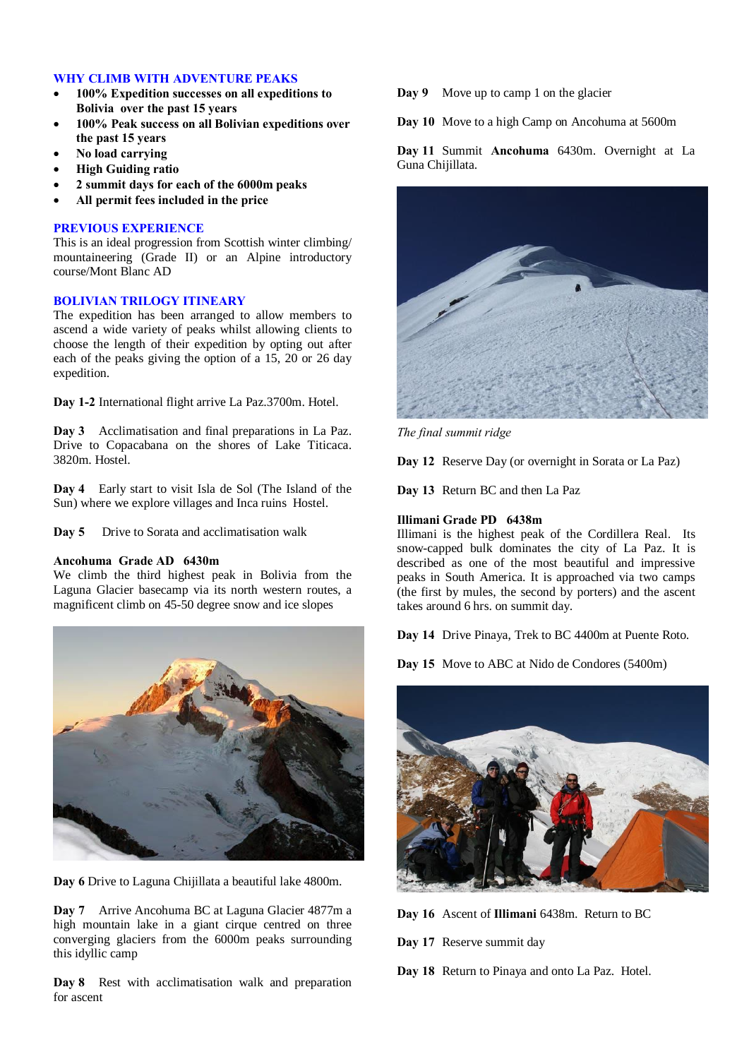## WHY CLIMB WITH ADVENTURE PEAKS

- **100% Expedition successes on all expeditions to Bolivia over the past 15 years**
- **100% Peak success on all Bolivian expeditions over the past 15 years**
- **No load carrying**
- **High Guiding ratio**
- **2 summit days for each of the 6000m peaks**
- **All permit fees included in the price**

## PREVIOUS EXPERIENCE

This is an ideal progression from Scottish winter climbing/ mountaineering (Grade II) or an Alpine introductory course/Mont Blanc AD

## BOLIVIAN TRILOGY ITINEARY

The expedition has been arranged to allow members to ascend a wide variety of peaks whilst allowing clients to choose the length of their expedition by opting out after each of the peaks giving the option of a 15, 20 or 26 day expedition.

**Day 1-2** International flight arrive La Paz.3700m. Hotel.

**Day 3** Acclimatisation and final preparations in La Paz. Drive to Copacabana on the shores of Lake Titicaca. 3820m. Hostel.

**Day 4** Early start to visit Isla de Sol (The Island of the Sun) where we explore villages and Inca ruins Hostel.

**Day 5** Drive to Sorata and acclimatisation walk

### Ancohuma Grade AD 6430m

We climb the third highest peak in Bolivia from the Laguna Glacier basecamp via its north western routes, a magnificent climb on 45-50 degree snow and ice slopes

**Day 6** Drive to Laguna Chijillata a beautiful lake 4800m.

**Day 7** Arrive Ancohuma BC at Laguna Glacier 4877m a high mountain lake in a giant cirque centred on three converging glaciers from the 6000m peaks surrounding this idyllic camp

**Day 8** Rest with acclimatisation walk and preparation for ascent

**Day 9** Move up to camp 1 on the glacier

**Day 10** Move to a high Camp on Ancohuma at 5600m

**Day 11** Summit **Ancohuma** 6430m. Overnight at La Guna Chijillata.

*The final summit ridge*

**Day 12** Reserve Day (or overnight in Sorata or La Paz)

**Day 13** Return BC and then La Paz

### Illimani Grade PD 6438m

Illimani is the highest peak of the Cordillera Real. Its snow-capped bulk dominates the city of La Paz. It is described as one of the most beautiful and impressive peaks in South America. It is approached via two camps (the first by mules, the second by porters) and the ascent takes around 6 hrs. on summit day.

**Day 14** Drive Pinaya, Trek to BC 4400m at Puente Roto.

**Day 15** Move to ABC at Nido de Condores (5400m)

**Day 16** Ascent of **Illimani** 6438m. Return to BC

**Day 17** Reserve summit day

**Day 18** Return to Pinaya and onto La Paz. Hotel.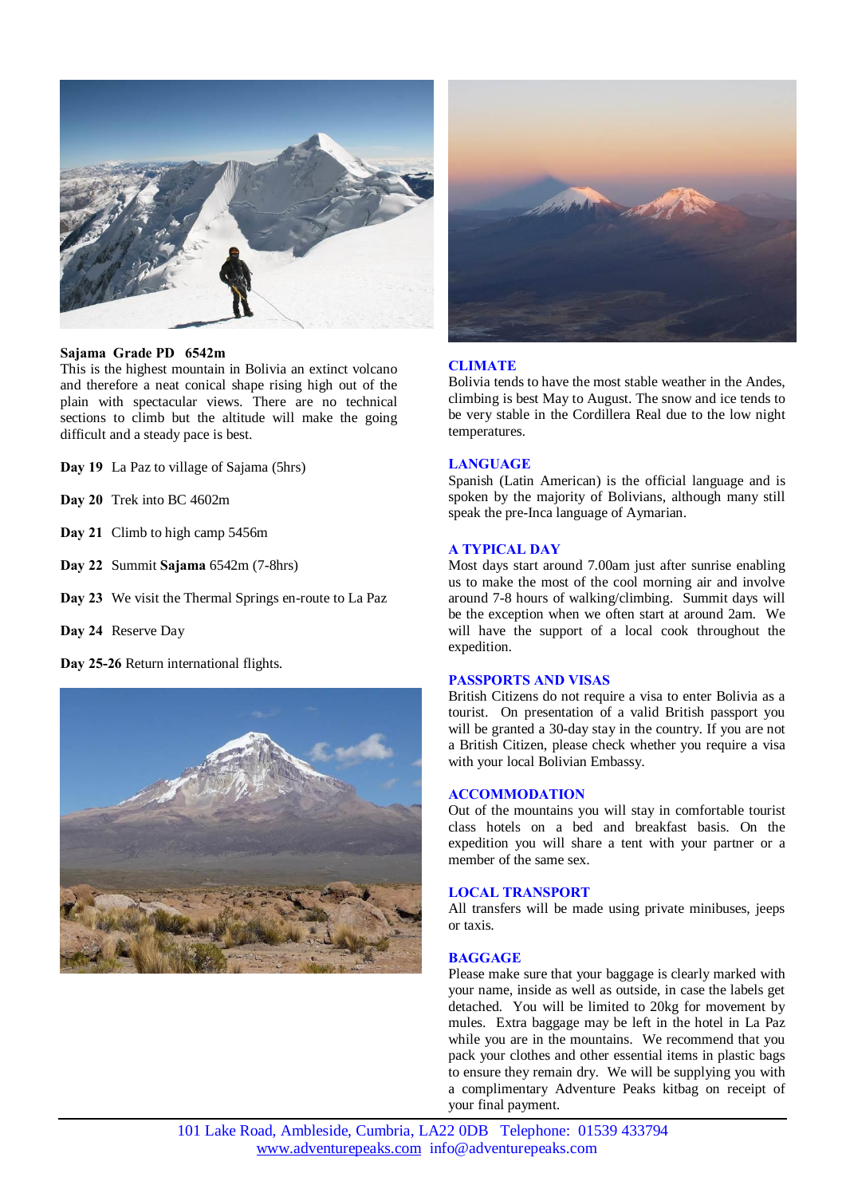**Sajama Grade PD 6542m**
This is the highest mountain in Bolivia an extinct volcano and therefore a neat conical shape rising high out of the plain with spectacular views. There are no technical sections to climb but the altitude will make the going difficult and a steady pace is best.

**Day 19** La Paz to village of Sajama (5hrs)

**Day 20** Trek into BC 4602m

**Day 21** Climb to high camp 5456m

**Day 22** Summit **Sajama** 6542m (7-8hrs)

**Day 23** We visit the Thermal Springs en-route to La Paz

**Day 24** Reserve Day

**Day 25-26** Return international flights.

## CLIMATE

Bolivia tends to have the most stable weather in the Andes, climbing is best May to August. The snow and ice tends to be very stable in the Cordillera Real due to the low night temperatures.

## LANGUAGE

Spanish (Latin American) is the official language and is spoken by the majority of Bolivians, although many still speak the pre-Inca language of Aymarian.

## A TYPICAL DAY

Most days start around 7.00am just after sunrise enabling us to make the most of the cool morning air and involve around 7-8 hours of walking/climbing. Summit days will be the exception when we often start at around 2am. We will have the support of a local cook throughout the expedition.

## PASSPORTS AND VISAS

British Citizens do not require a visa to enter Bolivia as a tourist. On presentation of a valid British passport you will be granted a 30-day stay in the country. If you are not a British Citizen, please check whether you require a visa with your local Bolivian Embassy.

## ACCOMMODATION

Out of the mountains you will stay in comfortable tourist class hotels on a bed and breakfast basis. On the expedition you will share a tent with your partner or a member of the same sex.

## LOCAL TRANSPORT

All transfers will be made using private minibuses, jeeps or taxis.

## BAGGAGE

Please make sure that your baggage is clearly marked with your name, inside as well as outside, in case the labels get detached. You will be limited to 20kg for movement by mules. Extra baggage may be left in the hotel in La Paz while you are in the mountains. We recommend that you pack your clothes and other essential items in plastic bags to ensure they remain dry. We will be supplying you with a complimentary Adventure Peaks kitbag on receipt of your final payment.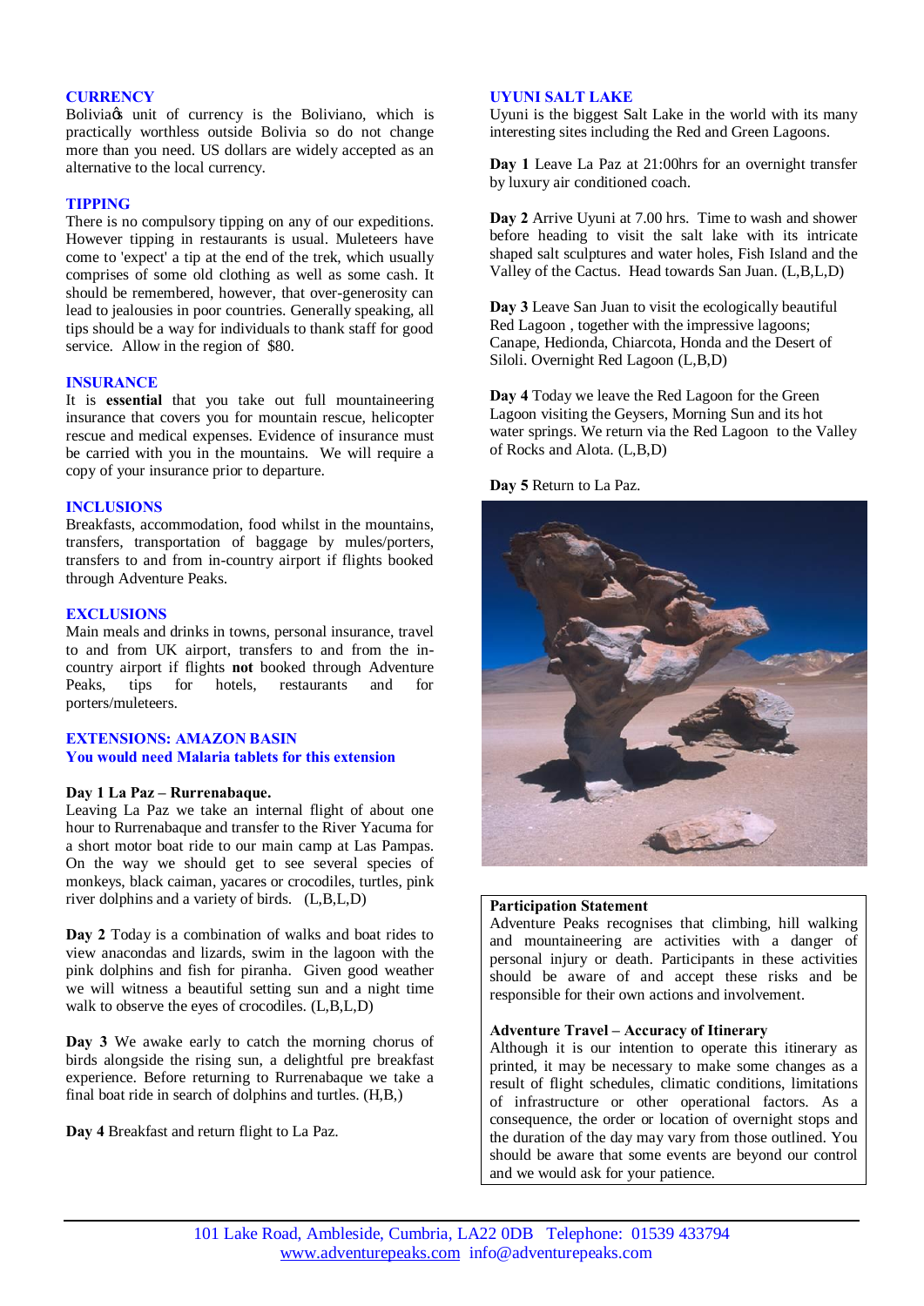## CURRENCY

Boliviaǿs unit of currency is the Boliviano, which is practically worthless outside Bolivia so do not change more than you need. US dollars are widely accepted as an alternative to the local currency.

## TIPPING

There is no compulsory tipping on any of our expeditions. However tipping in restaurants is usual. Muleteers have come to 'expect' a tip at the end of the trek, which usually comprises of some old clothing as well as some cash. It should be remembered, however, that over-generosity can lead to jealousies in poor countries. Generally speaking, all tips should be a way for individuals to thank staff for good service. Allow in the region of $80.

## INSURANCE

It is **essential** that you take out full mountaineering insurance that covers you for mountain rescue, helicopter rescue and medical expenses. Evidence of insurance must be carried with you in the mountains. We will require a copy of your insurance prior to departure.

## INCLUSIONS

Breakfasts, accommodation, food whilst in the mountains, transfers, transportation of baggage by mules/porters, transfers to and from in-country airport if flights booked through Adventure Peaks.

## EXCLUSIONS

Main meals and drinks in towns, personal insurance, travel to and from UK airport, transfers to and from the in-country airport if flights **not** booked through Adventure Peaks, tips for hotels, restaurants and for porters/muleteers.

## EXTENSIONS: AMAZON BASIN

**You would need Malaria tablets for this extension**

**Day 1 La Paz – Rurrenabaque.**
Leaving La Paz we take an internal flight of about one hour to Rurrenabaque and transfer to the River Yacuma for a short motor boat ride to our main camp at Las Pampas. On the way we should get to see several species of monkeys, black caiman, yacares or crocodiles, turtles, pink river dolphins and a variety of birds. (L,B,L,D)

**Day 2** Today is a combination of walks and boat rides to view anacondas and lizards, swim in the lagoon with the pink dolphins and fish for piranha. Given good weather we will witness a beautiful setting sun and a night time walk to observe the eyes of crocodiles. (L,B,L,D)

**Day 3** We awake early to catch the morning chorus of birds alongside the rising sun, a delightful pre breakfast experience. Before returning to Rurrenabaque we take a final boat ride in search of dolphins and turtles. (H,B,)

**Day 4** Breakfast and return flight to La Paz.

## UYUNI SALT LAKE

Uyuni is the biggest Salt Lake in the world with its many interesting sites including the Red and Green Lagoons.

**Day 1** Leave La Paz at 21:00hrs for an overnight transfer by luxury air conditioned coach.

**Day 2** Arrive Uyuni at 7.00 hrs. Time to wash and shower before heading to visit the salt lake with its intricate shaped salt sculptures and water holes, Fish Island and the Valley of the Cactus. Head towards San Juan. (L,B,L,D)

**Day 3** Leave San Juan to visit the ecologically beautiful Red Lagoon , together with the impressive lagoons; Canape, Hedionda, Chiarcota, Honda and the Desert of Siloli. Overnight Red Lagoon (L,B,D)

**Day 4** Today we leave the Red Lagoon for the Green Lagoon visiting the Geysers, Morning Sun and its hot water springs. We return via the Red Lagoon to the Valley of Rocks and Alota. (L,B,D)

**Day 5** Return to La Paz.

**Participation Statement**
Adventure Peaks recognises that climbing, hill walking and mountaineering are activities with a danger of personal injury or death. Participants in these activities should be aware of and accept these risks and be responsible for their own actions and involvement.

**Adventure Travel – Accuracy of Itinerary**
Although it is our intention to operate this itinerary as printed, it may be necessary to make some changes as a result of flight schedules, climatic conditions, limitations of infrastructure or other operational factors. As a consequence, the order or location of overnight stops and the duration of the day may vary from those outlined. You should be aware that some events are beyond our control and we would ask for your patience.

101 Lake Road, Ambleside, Cumbria, LA22 0DB Telephone: 01539 433794
www.adventurepeaks.com info@adventurepeaks.com